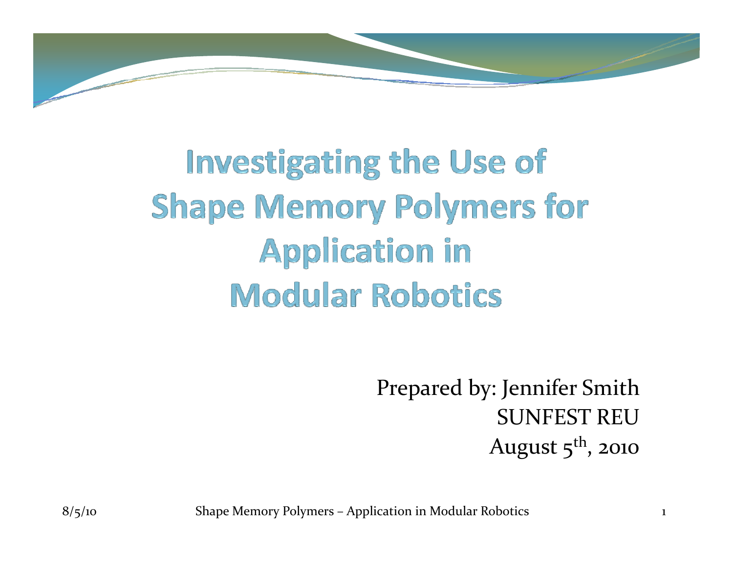# Investigating the Use of Shape Memory Polymers for Application in Modular Robotics

Prepared by: Jennifer Smith
SUNFEST REU
August 5th, 2010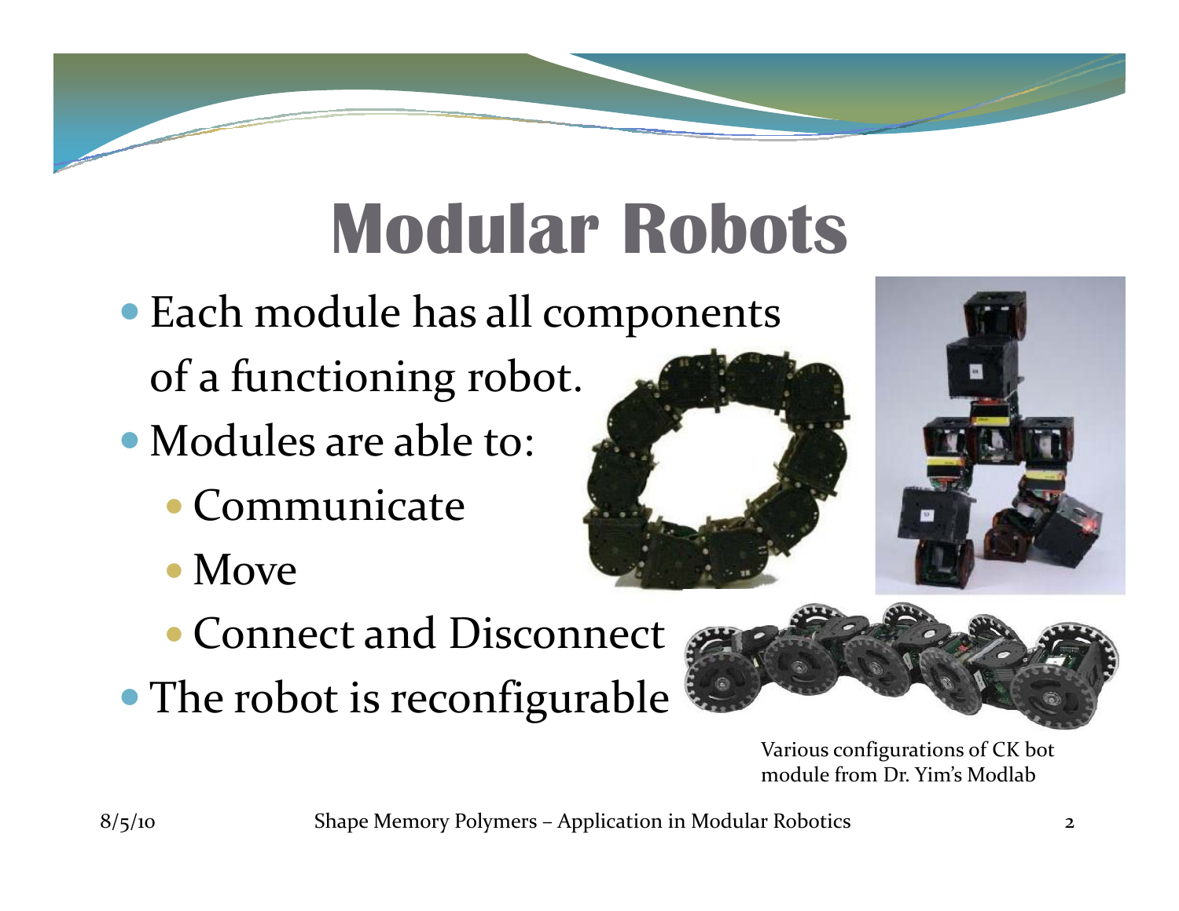# Modular Robots

- Each module has all components of a functioning robot.
- Modules are able to:
  - Communicate
  - Move
  - Connect and Disconnect
- The robot is reconfigurable

Various configurations of CK bot module from Dr. Yim's Modlab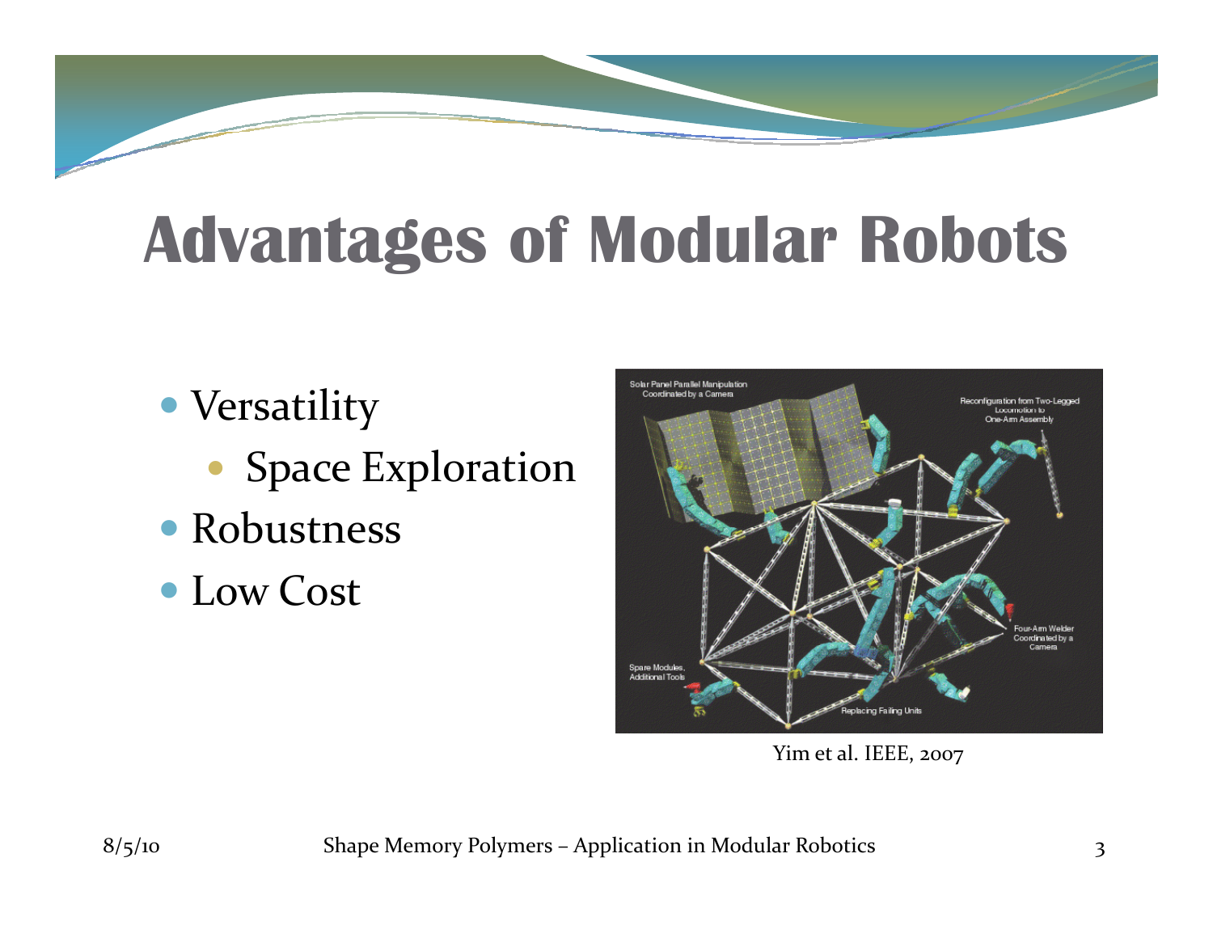# Advantages of Modular Robots

- Versatility
  - Space Exploration
- Robustness
- Low Cost

Yim et al. IEEE, 2007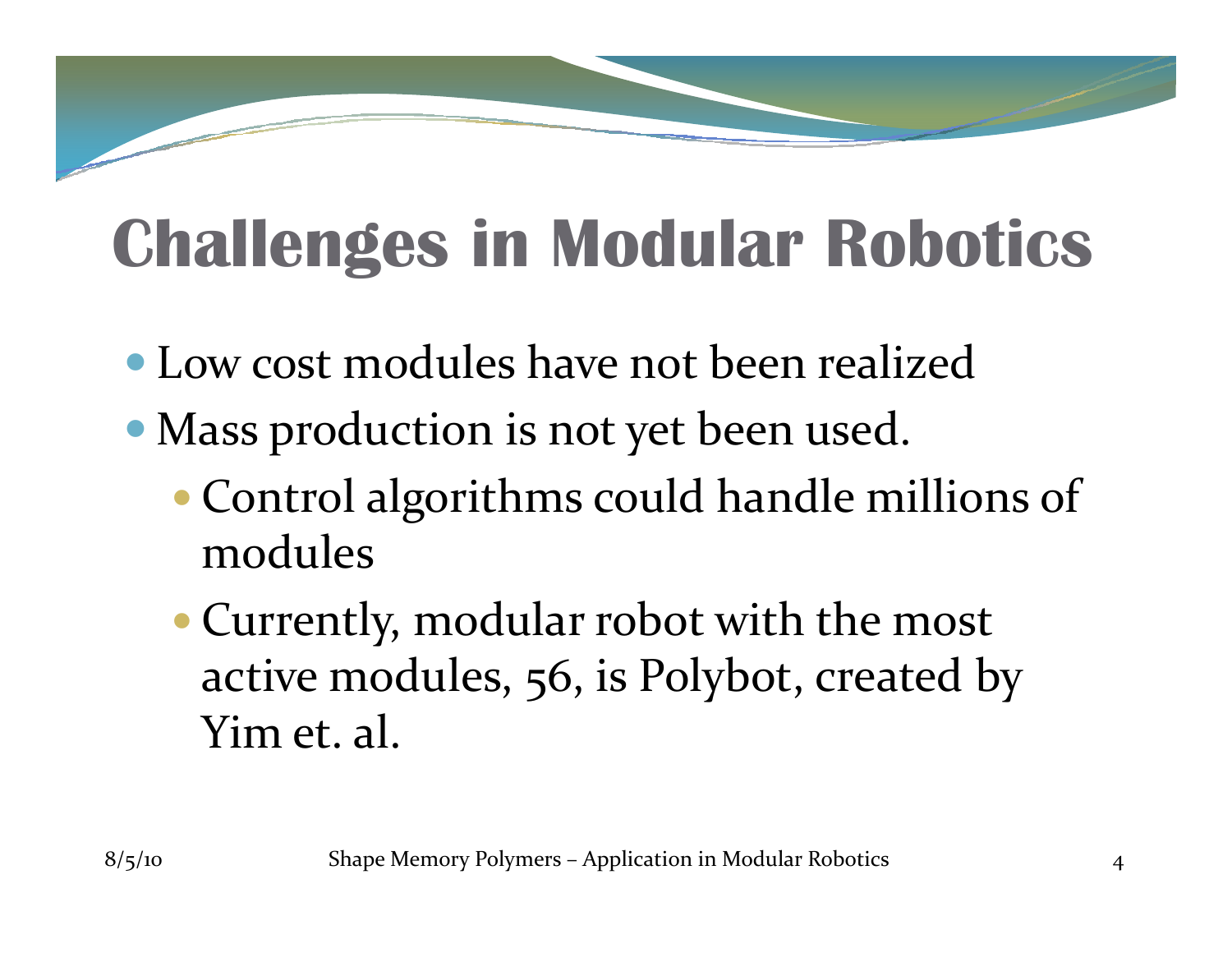# Challenges in Modular Robotics

- Low cost modules have not been realized
- Mass production is not yet been used.
  - Control algorithms could handle millions of modules
  - Currently, modular robot with the most active modules, 56, is Polybot, created by Yim et. al.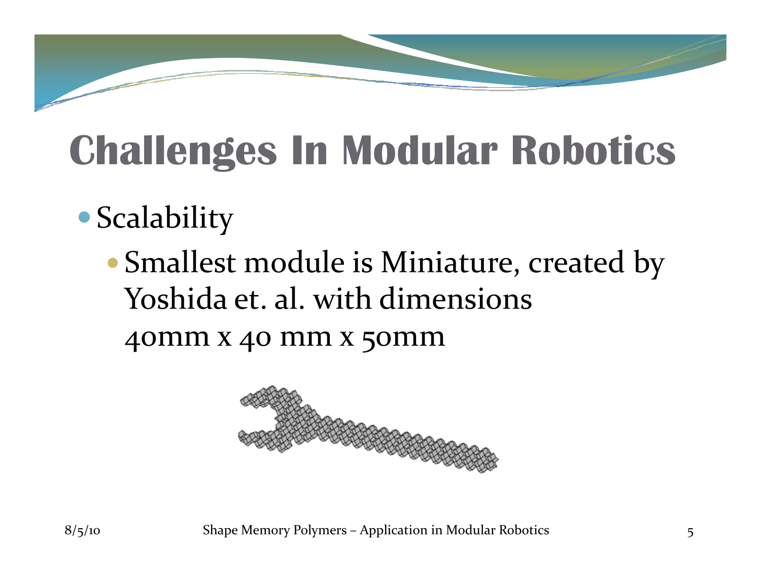# Challenges In Modular Robotics

- Scalability
  - Smallest module is Miniature, created by Yoshida et. al. with dimensions 40mm x 40 mm x 50mm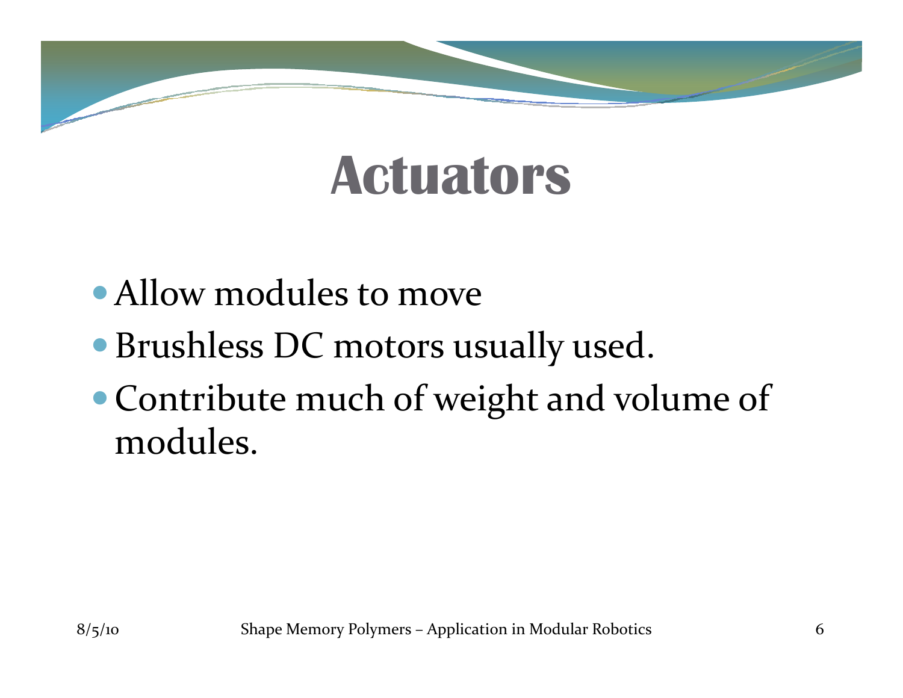# Actuators

- Allow modules to move
- Brushless DC motors usually used.
- Contribute much of weight and volume of modules.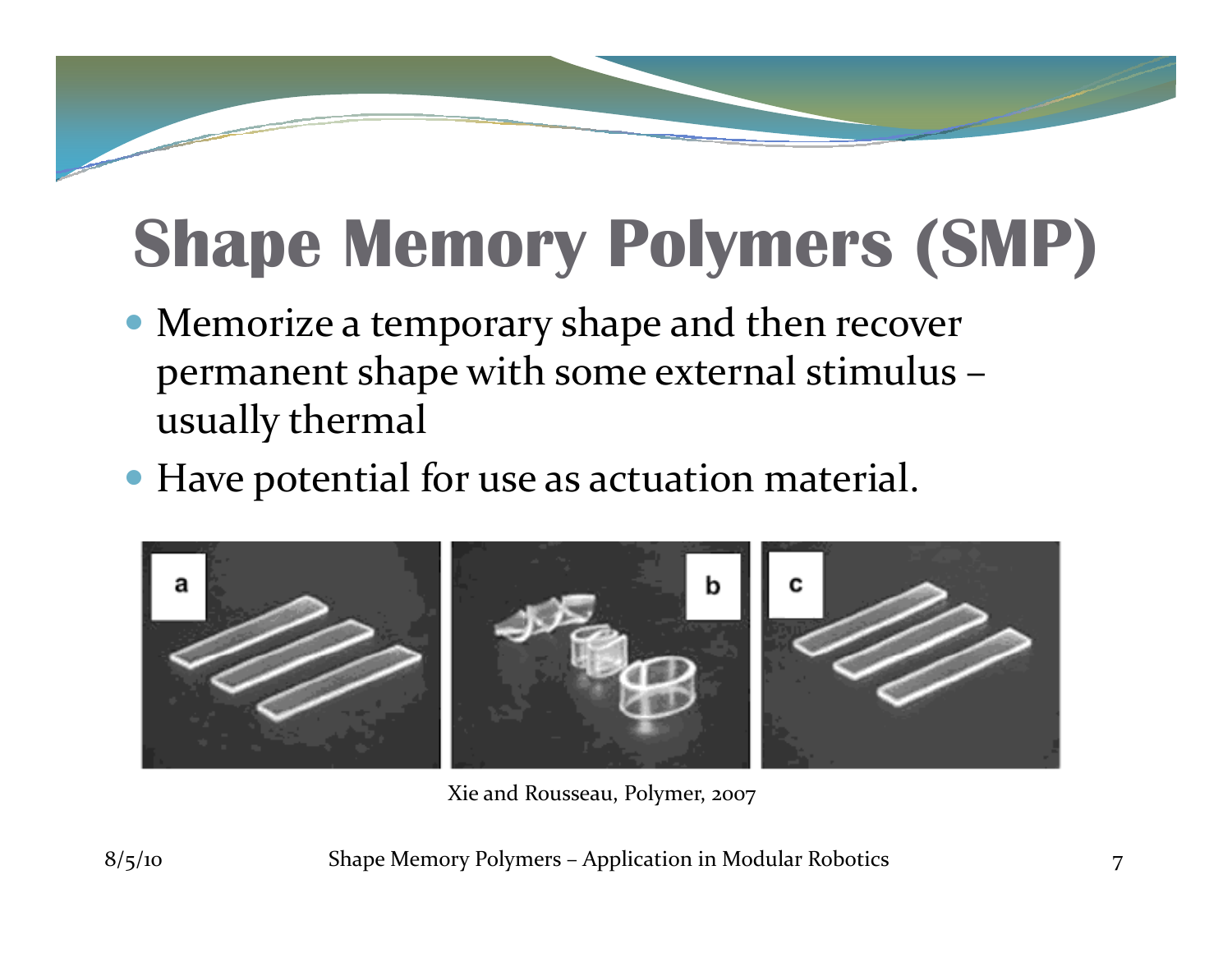# Shape Memory Polymers (SMP)

- Memorize a temporary shape and then recover permanent shape with some external stimulus – usually thermal
- Have potential for use as actuation material.

Xie and Rousseau, Polymer, 2007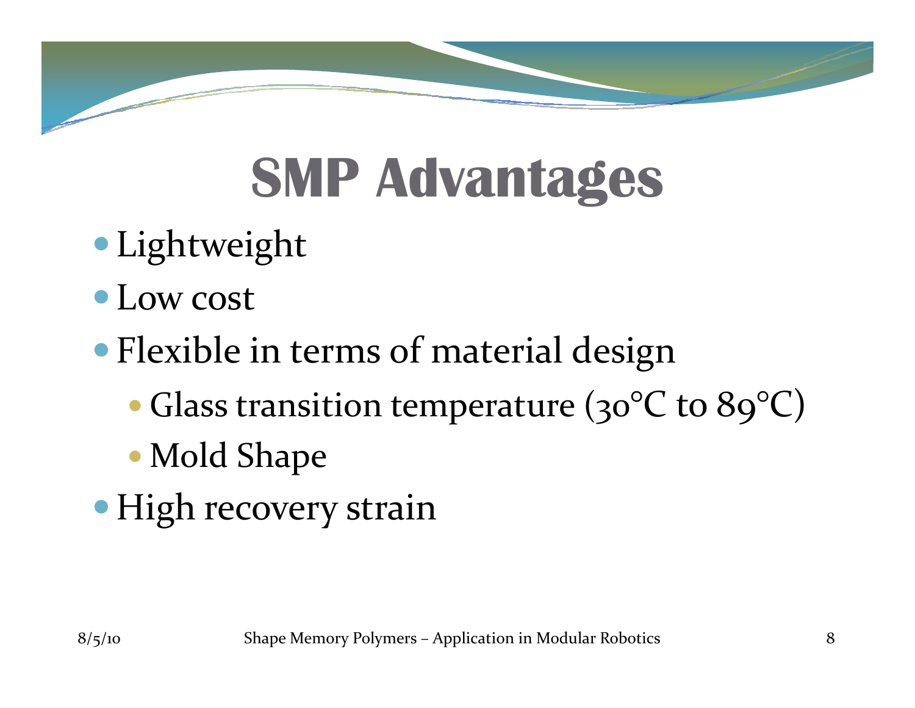# SMP Advantages

- Lightweight
- Low cost
- Flexible in terms of material design
  - Glass transition temperature (30°C to 89°C)
  - Mold Shape
- High recovery strain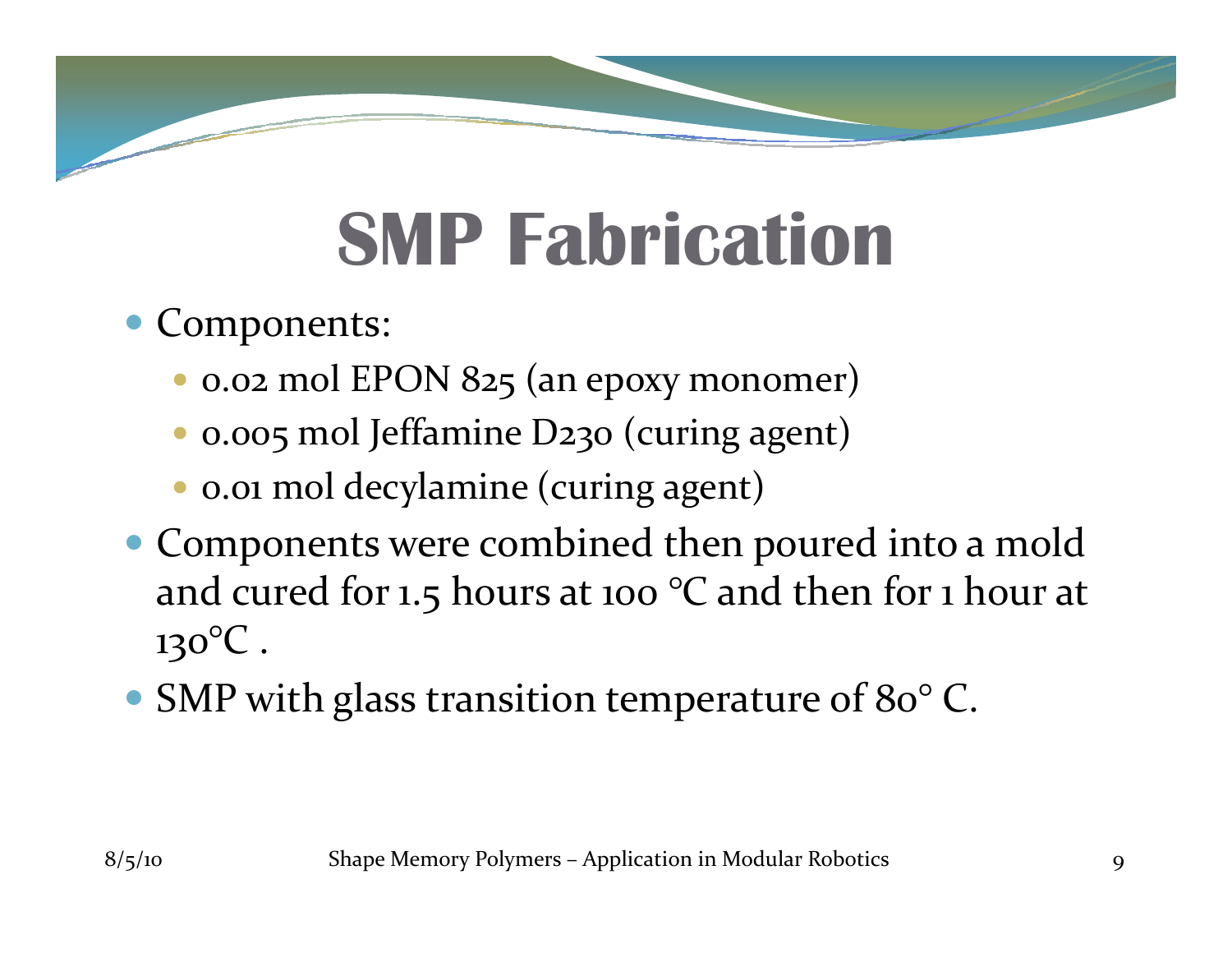# SMP Fabrication

- Components:
  - 0.02 mol EPON 825 (an epoxy monomer)
  - 0.005 mol Jeffamine D230 (curing agent)
  - 0.01 mol decylamine (curing agent)
- Components were combined then poured into a mold and cured for 1.5 hours at 100 °C and then for 1 hour at 130°C .
- SMP with glass transition temperature of 80° C.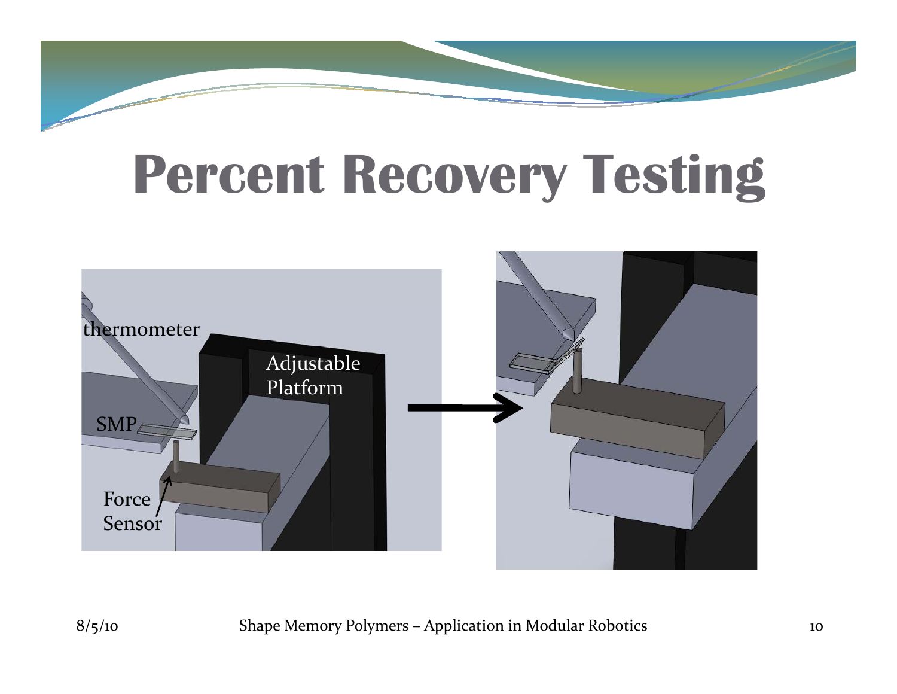# Percent Recovery Testing

thermometer

Adjustable Platform

SMP

Force Sensor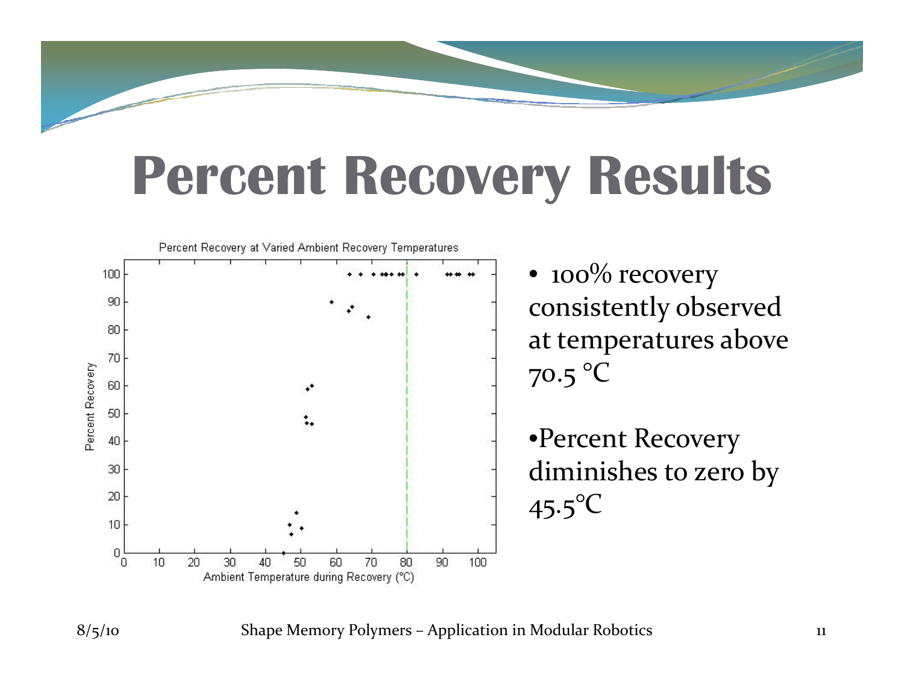# Percent Recovery Results

Percent Recovery at Varied Ambient Recovery Temperatures

- 100% recovery consistently observed at temperatures above 70.5 °C
- Percent Recovery diminishes to zero by 45.5°C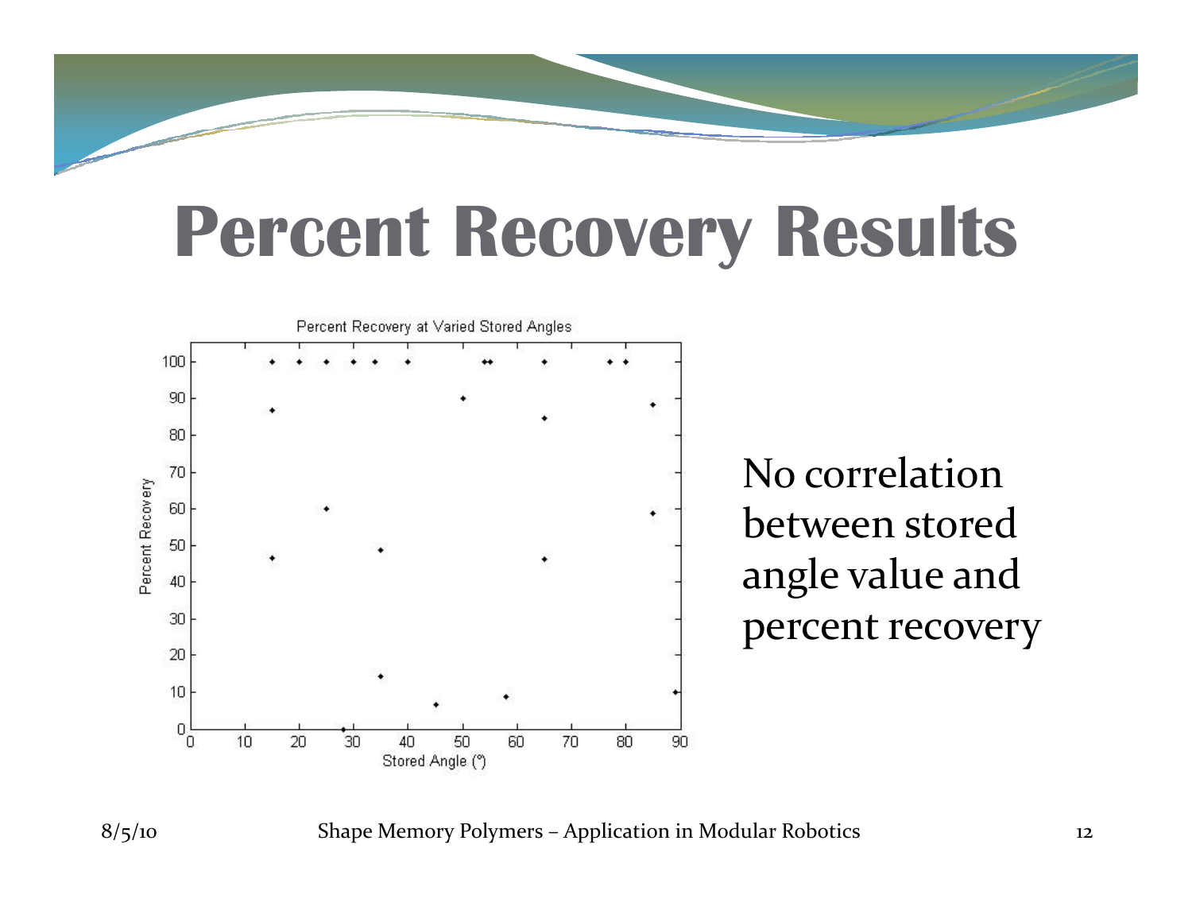# Percent Recovery Results

No correlation between stored angle value and percent recovery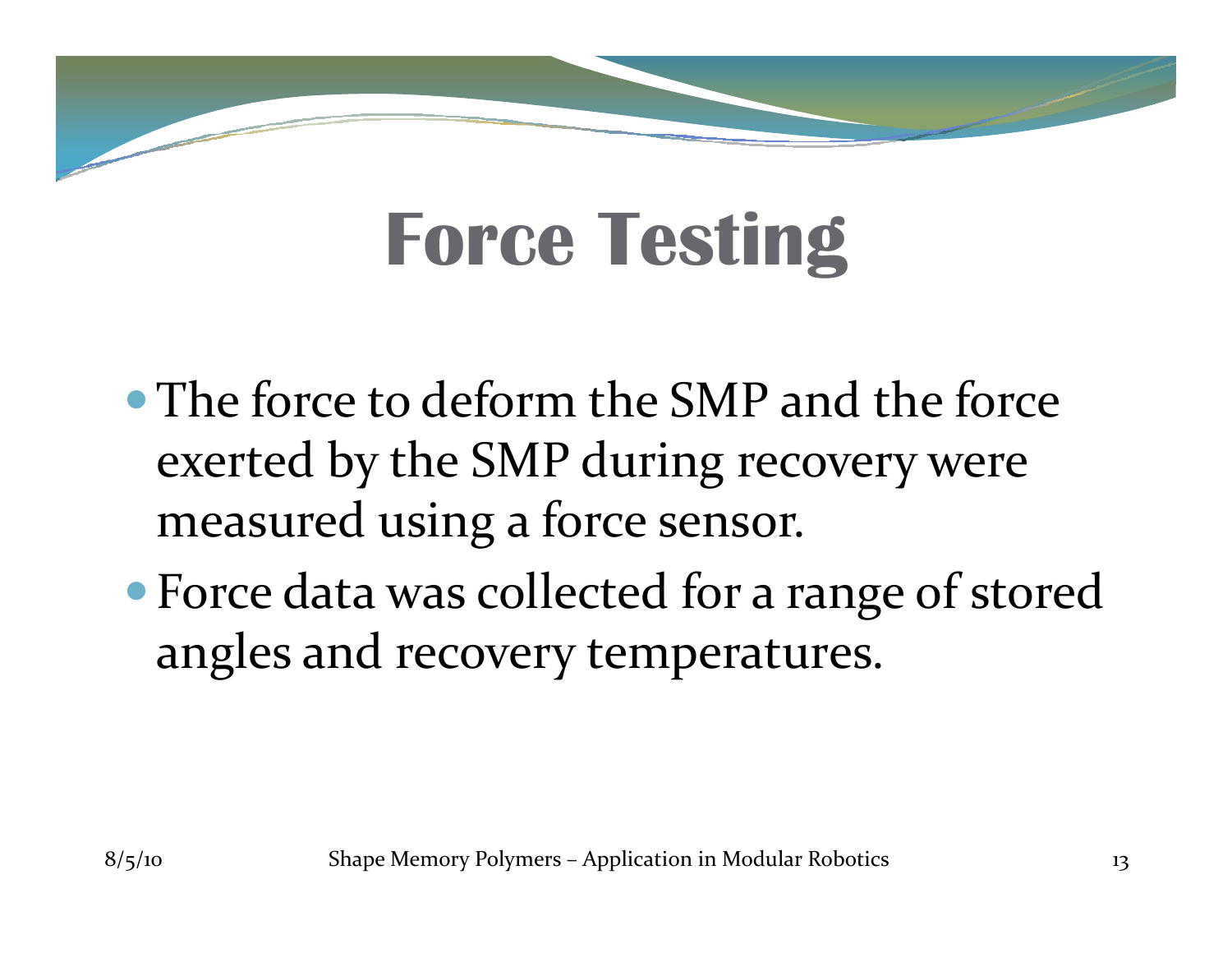# Force Testing

- The force to deform the SMP and the force exerted by the SMP during recovery were measured using a force sensor.
- Force data was collected for a range of stored angles and recovery temperatures.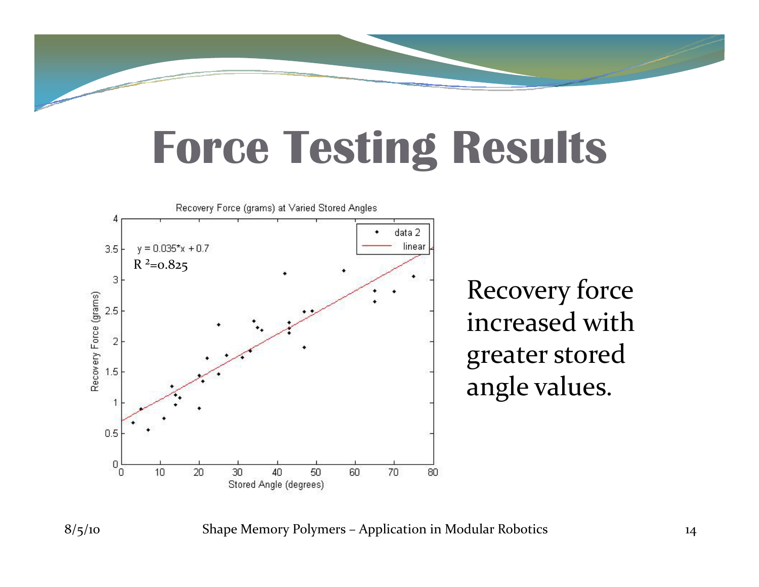# Force Testing Results

Recovery Force (grams) at Varied Stored Angles

$y = 0.035*x + 0.7$

$R^2 = 0.825$

Recovery force increased with greater stored angle values.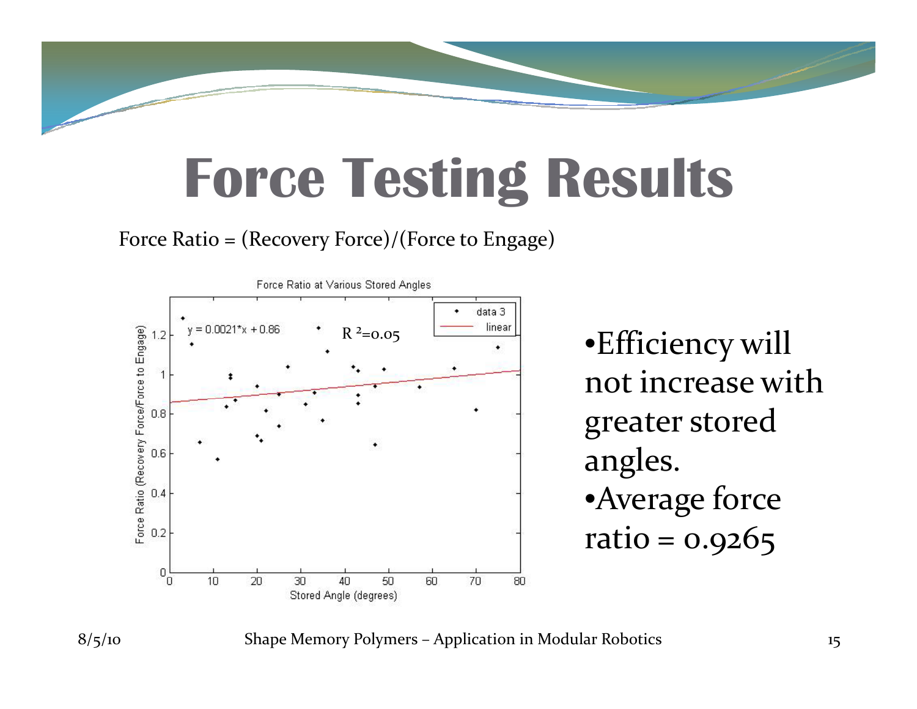# Force Testing Results

Force Ratio = (Recovery Force)/(Force to Engage)

- Efficiency will not increase with greater stored angles.
- Average force ratio = 0.9265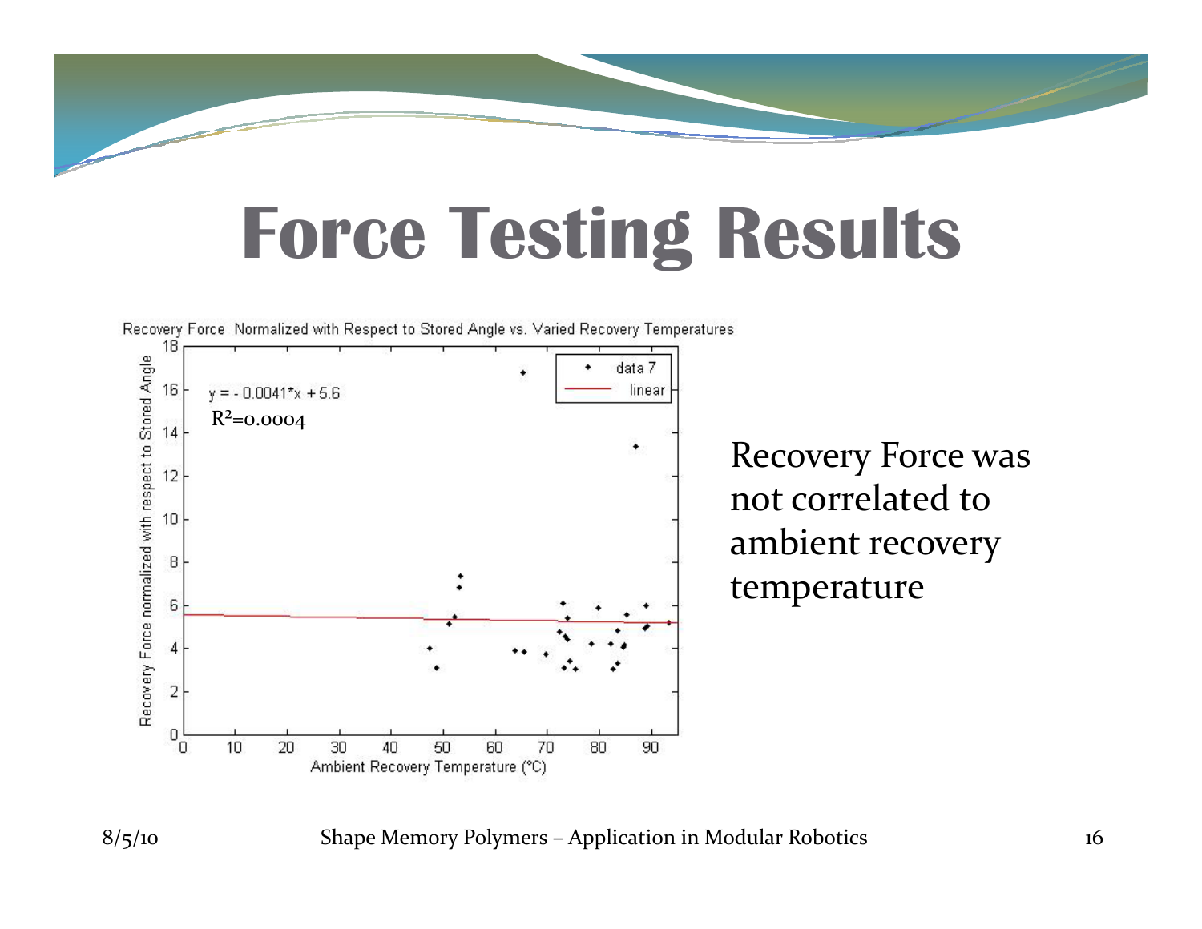# Force Testing Results

Recovery Force Normalized with Respect to Stored Angle vs. Varied Recovery Temperatures

$y = -0.0041*x + 5.6$

$R^2=0.0004$

Recovery Force was not correlated to ambient recovery temperature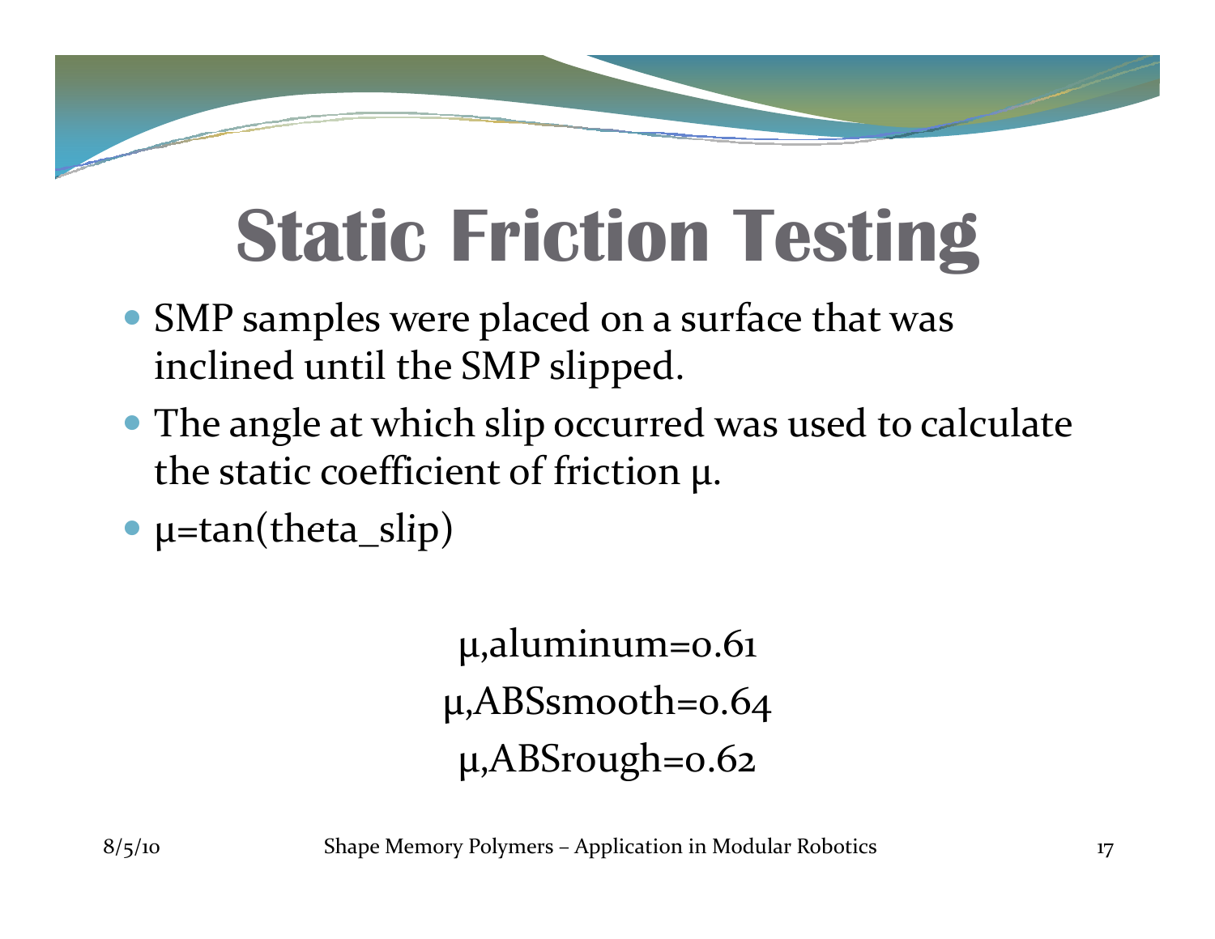# Static Friction Testing

- SMP samples were placed on a surface that was inclined until the SMP slipped.
- The angle at which slip occurred was used to calculate the static coefficient of friction $\mu$.
- $\mu = \tan(\theta_{slip})$

$\mu_{aluminum} = 0.61$

$\mu_{ABSsmooth} = 0.64$

$\mu_{ABSrough} = 0.62$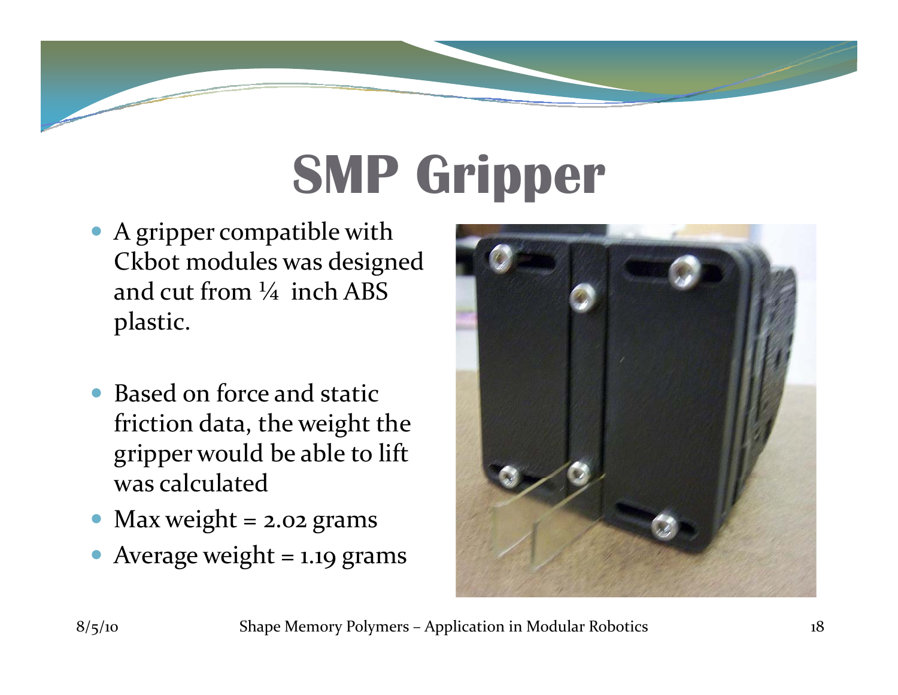# SMP Gripper

- A gripper compatible with Ckbot modules was designed and cut from ¼ inch ABS plastic.
- Based on force and static friction data, the weight the gripper would be able to lift was calculated
- Max weight = 2.02 grams
- Average weight = 1.19 grams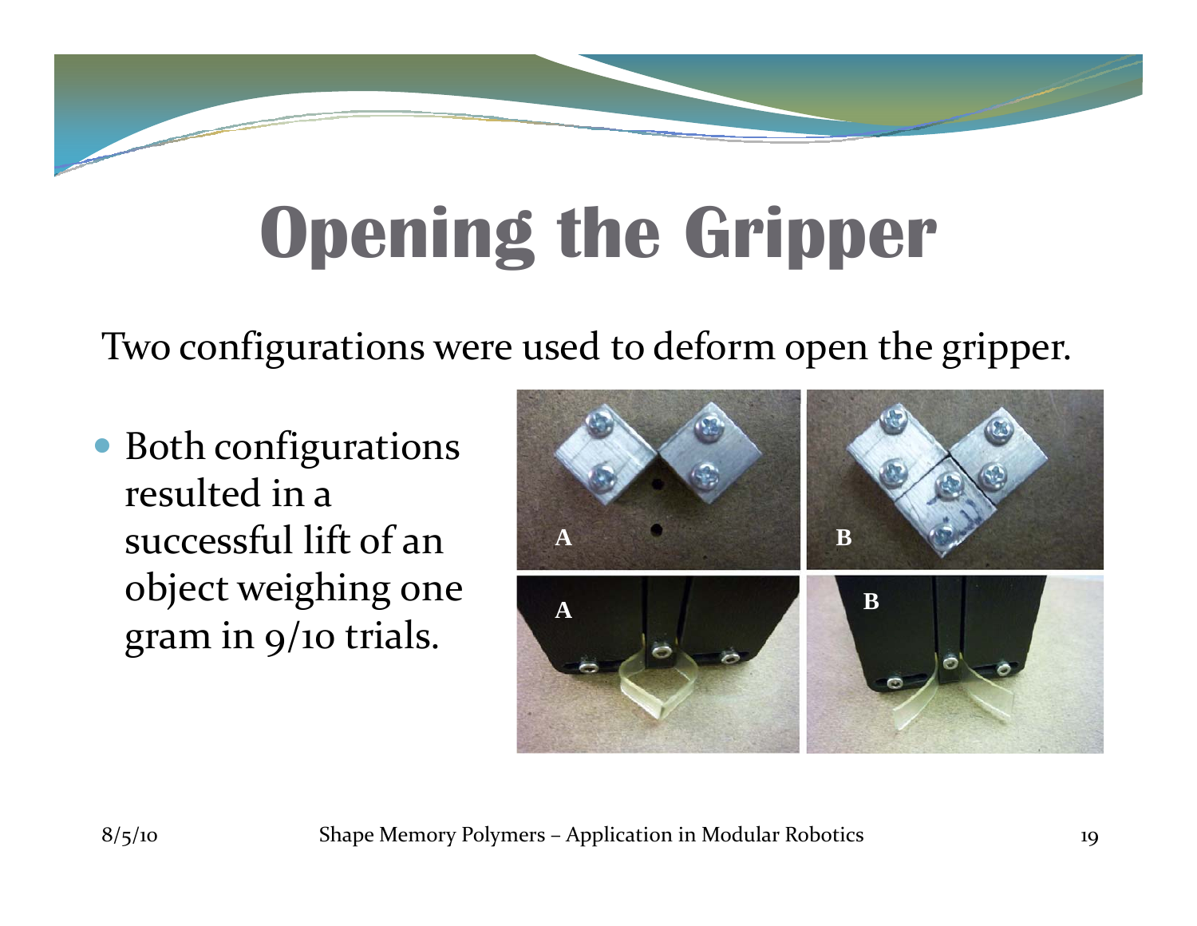# Opening the Gripper

Two configurations were used to deform open the gripper.

- Both configurations resulted in a successful lift of an object weighing one gram in 9/10 trials.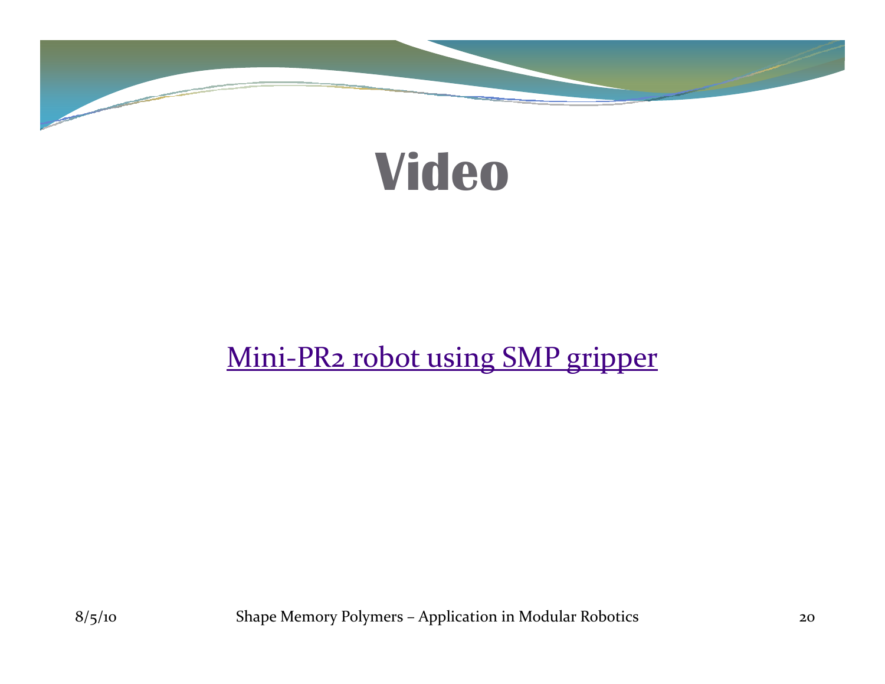# Video

Mini-PR2 robot using SMP gripper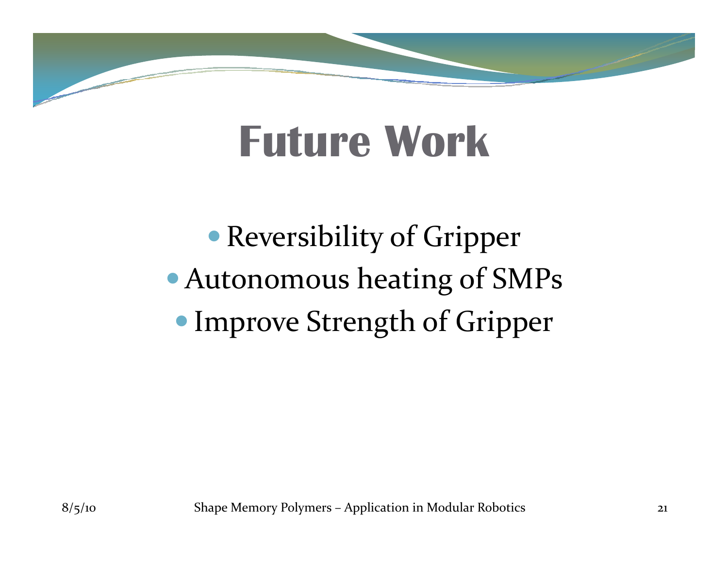# Future Work

- Reversibility of Gripper
- Autonomous heating of SMPs
- Improve Strength of Gripper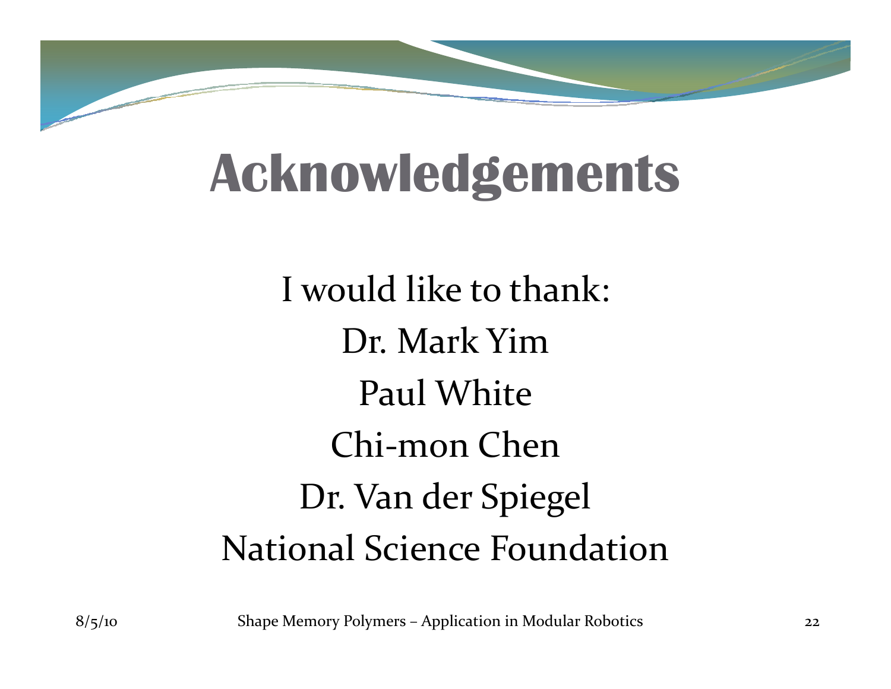# Acknowledgements

I would like to thank:

Dr. Mark Yim

Paul White

Chi-mon Chen

Dr. Van der Spiegel

National Science Foundation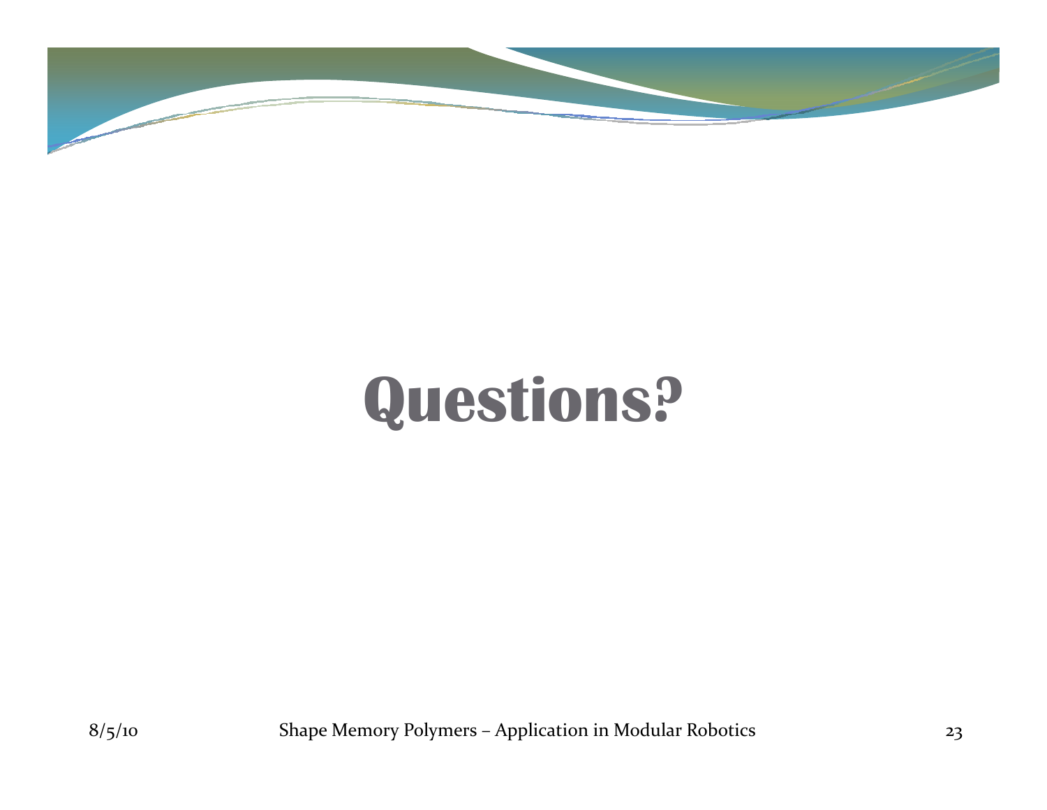# Questions?